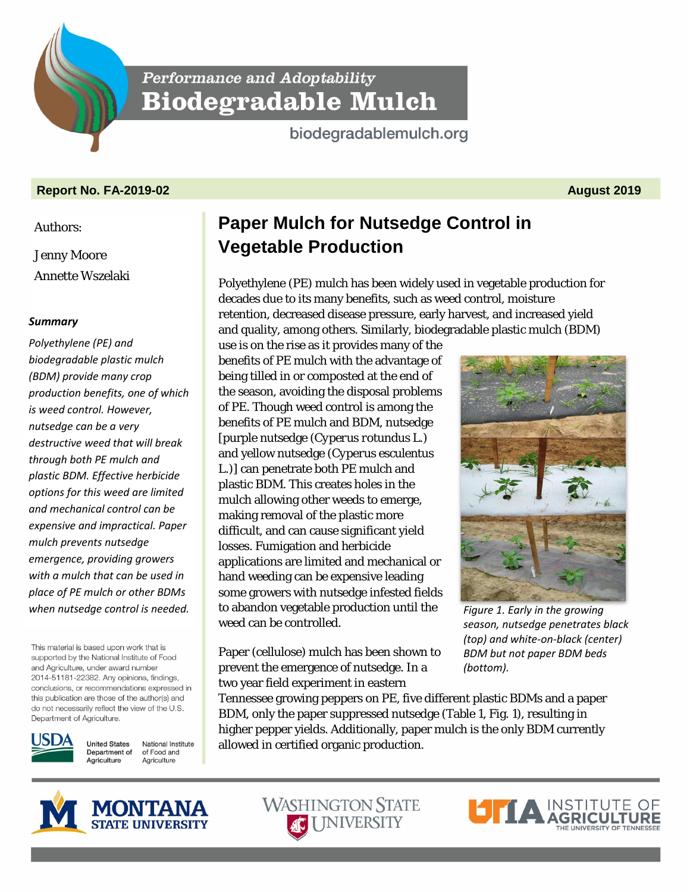Performance and Adoptability

# Biodegradable Mulch

biodegradablemulch.org

**Report No. FA-2019-02** **August 2019**

Authors:

Jenny Moore
Annette Wszelaki

***Summary***

*Polyethylene (PE) and biodegradable plastic mulch (BDM) provide many crop production benefits, one of which is weed control. However, nutsedge can be a very destructive weed that will break through both PE mulch and plastic BDM. Effective herbicide options for this weed are limited and mechanical control can be expensive and impractical. Paper mulch prevents nutsedge emergence, providing growers with a mulch that can be used in place of PE mulch or other BDMs when nutsedge control is needed.*

This material is based upon work that is supported by the National Institute of Food and Agriculture, under award number 2014-51181-22382. Any opinions, findings, conclusions, or recommendations expressed in this publication are those of the author(s) and do not necessarily reflect the view of the U.S. Department of Agriculture.

USDA United States Department of Agriculture National Institute of Food and Agriculture

## Paper Mulch for Nutsedge Control in Vegetable Production

Polyethylene (PE) mulch has been widely used in vegetable production for decades due to its many benefits, such as weed control, moisture retention, decreased disease pressure, early harvest, and increased yield and quality, among others. Similarly, biodegradable plastic mulch (BDM) use is on the rise as it provides many of the benefits of PE mulch with the advantage of being tilled in or composted at the end of the season, avoiding the disposal problems of PE. Though weed control is among the benefits of PE mulch and BDM, nutsedge [purple nutsedge (Cyperus rotundus L.) and yellow nutsedge (Cyperus esculentus L.)] can penetrate both PE mulch and plastic BDM. This creates holes in the mulch allowing other weeds to emerge, making removal of the plastic more difficult, and can cause significant yield losses. Fumigation and herbicide applications are limited and mechanical or hand weeding can be expensive leading some growers with nutsedge infested fields to abandon vegetable production until the weed can be controlled.

*Figure 1. Early in the growing season, nutsedge penetrates black (top) and white-on-black (center) BDM beds but not paper BDM beds (bottom).*

Paper (cellulose) mulch has been shown to prevent the emergence of nutsedge. In a two year field experiment in eastern Tennessee growing peppers on PE, five different plastic BDMs and a paper BDM, only the paper suppressed nutsedge (Table 1, Fig. 1), resulting in higher pepper yields. Additionally, paper mulch is the only BDM currently allowed in certified organic production.

MONTANA STATE UNIVERSITY WASHINGTON STATE UNIVERSITY UTIA INSTITUTE OF AGRICULTURE THE UNIVERSITY OF TENNESSEE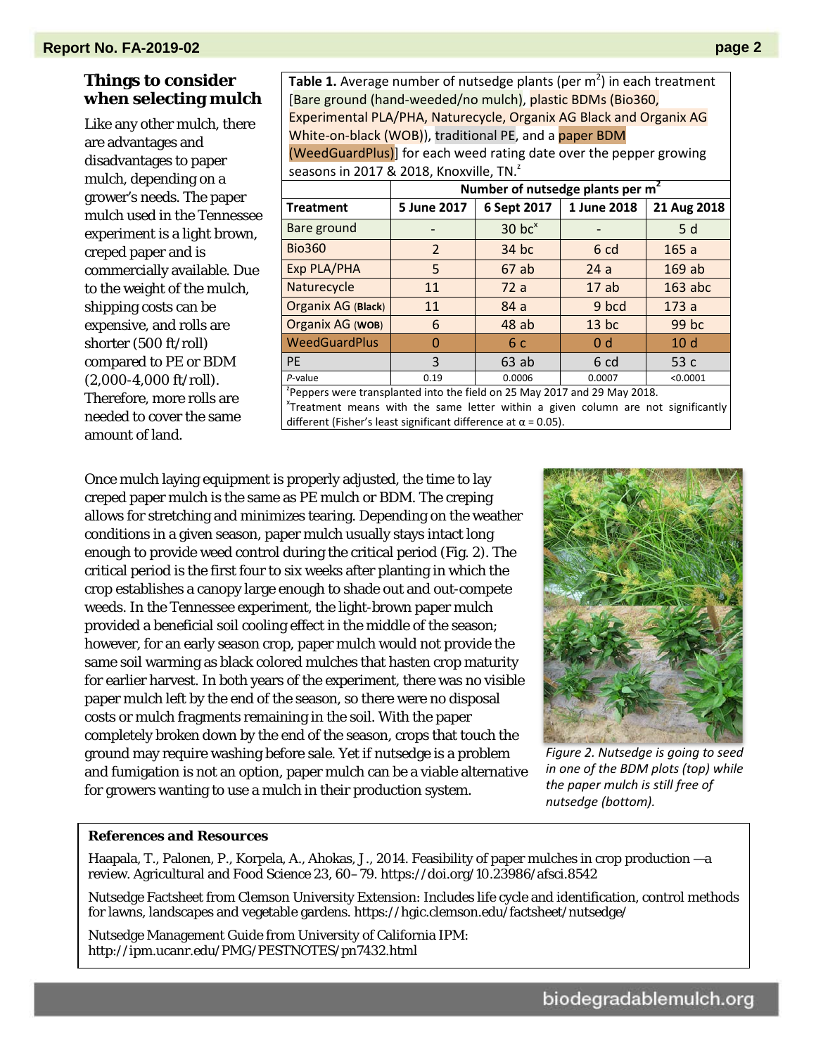## Things to consider when selecting mulch

Like any other mulch, there are advantages and disadvantages to paper mulch, depending on a grower's needs. The paper mulch used in the Tennessee experiment is a light brown, creped paper and is commercially available. Due to the weight of the mulch, shipping costs can be expensive, and rolls are shorter (500 ft/roll) compared to PE or BDM (2,000-4,000 ft/roll). Therefore, more rolls are needed to cover the same amount of land.

**Table 1.** Average number of nutsedge plants (per $m^2$) in each treatment [Bare ground (hand-weeded/no mulch), plastic BDMs (Bio360, Experimental PLA/PHA, Naturecycle, Organix AG Black and Organix AG White-on-black (WOB)), traditional PE, and a paper BDM (WeedGuardPlus)] for each weed rating date over the pepper growing seasons in 2017 & 2018, Knoxville, TN.[z]

| | Number of nutsedge plants per $m^2$ | | | |
|---|---|---|---|---|
| **Treatment** | **5 June 2017** | **6 Sept 2017** | **1 June 2018** | **21 Aug 2018** |
| Bare ground | - | 30 bc[x] | - | 5 d |
| Bio360 | 2 | 34 bc | 6 cd | 165 a |
| Exp PLA/PHA | 5 | 67 ab | 24 a | 169 ab |
| Naturecycle | 11 | 72 a | 17 ab | 163 abc |
| Organix AG (**Black**) | 11 | 84 a | 9 bcd | 173 a |
| Organix AG (**WOB**) | 6 | 48 ab | 13 bc | 99 bc |
| WeedGuardPlus | 0 | 6 c | 0 d | 10 d |
| PE | 3 | 63 ab | 6 cd | 53 c |
| *P*-value | 0.19 | 0.0006 | 0.0007 | <0.0001 |

[z]Peppers were transplanted into the field on 25 May 2017 and 29 May 2018.
[x]Treatment means with the same letter within a given column are not significantly different (Fisher's least significant difference at $\alpha = 0.05$).

Once mulch laying equipment is properly adjusted, the time to lay creped paper mulch is the same as PE mulch or BDM. The creping allows for stretching and minimizes tearing. Depending on the weather conditions in a given season, paper mulch usually stays intact long enough to provide weed control during the critical period (Fig. 2). The critical period is the first four to six weeks after planting in which the crop establishes a canopy large enough to shade out and out-compete weeds. In the Tennessee experiment, the light-brown paper mulch provided a beneficial soil cooling effect in the middle of the season; however, for an early season crop, paper mulch would not provide the same soil warming as black colored mulches that hasten crop maturity for earlier harvest. In both years of the experiment, there was no visible paper mulch left by the end of the season, so there were no disposal costs or mulch fragments remaining in the soil. With the paper completely broken down by the end of the season, crops that touch the ground may require washing before sale. Yet if nutsedge is a problem and fumigation is not an option, paper mulch can be a viable alternative for growers wanting to use a mulch in their production system.

*Figure 2. Nutsedge is going to seed in one of the BDM plots (top) while the paper mulch is still free of nutsedge (bottom).*

### References and Resources

Haapala, T., Palonen, P., Korpela, A., Ahokas, J., 2014. Feasibility of paper mulches in crop production —a review. Agricultural and Food Science 23, 60–79. https://doi.org/10.23986/afsci.8542

Nutsedge Factsheet from Clemson University Extension: Includes life cycle and identification, control methods for lawns, landscapes and vegetable gardens. https://hgic.clemson.edu/factsheet/nutsedge/

Nutsedge Management Guide from University of California IPM: http://ipm.ucanr.edu/PMG/PESTNOTES/pn7432.html